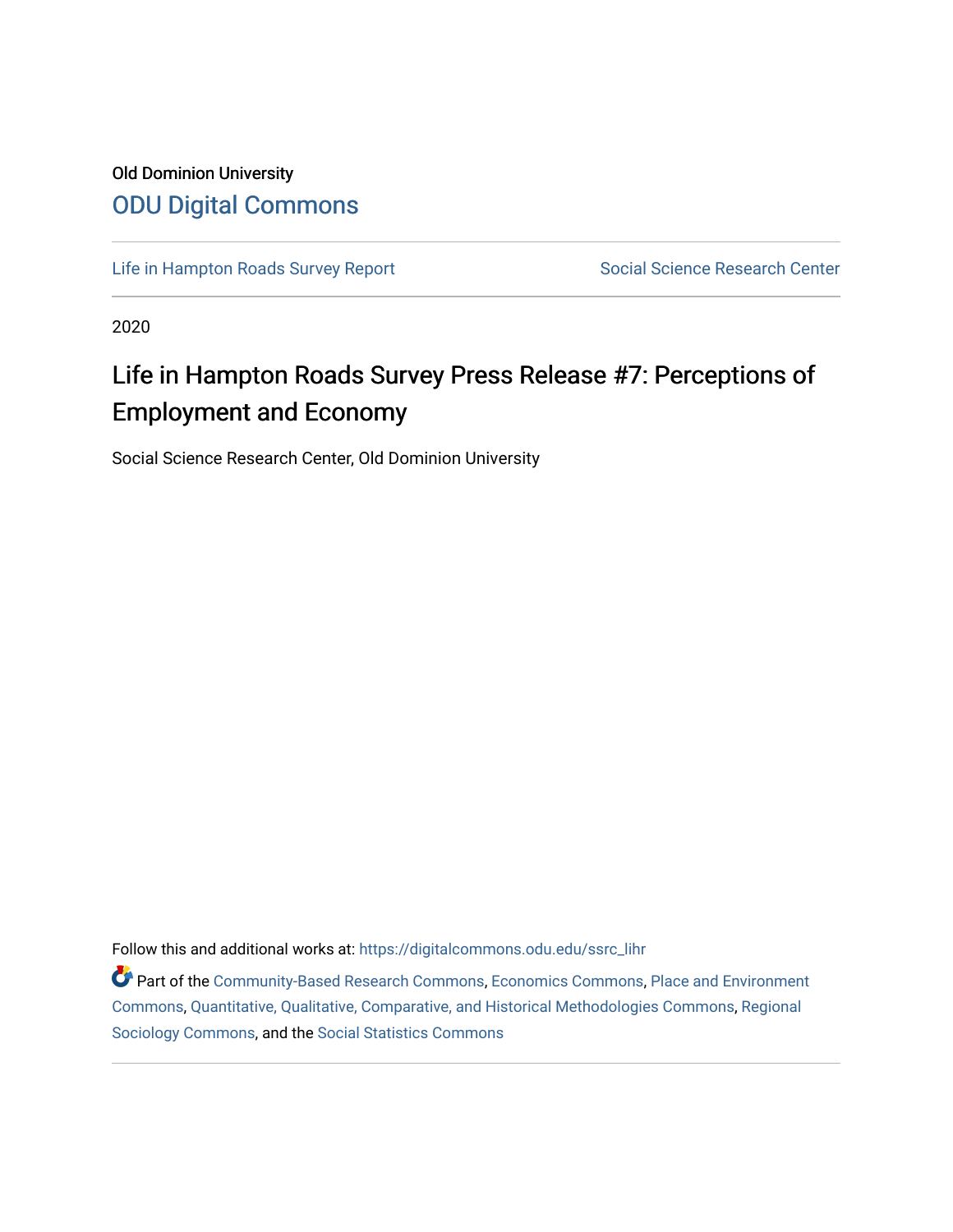Old Dominion University

## ODU Digital Commons

Life in Hampton Roads Survey Report | Social Science Research Center

2020

# Life in Hampton Roads Survey Press Release #7: Perceptions of Employment and Economy

Social Science Research Center, Old Dominion University

Follow this and additional works at: https://digitalcommons.odu.edu/ssrc_lihr

Part of the Community-Based Research Commons, Economics Commons, Place and Environment Commons, Quantitative, Qualitative, Comparative, and Historical Methodologies Commons, Regional Sociology Commons, and the Social Statistics Commons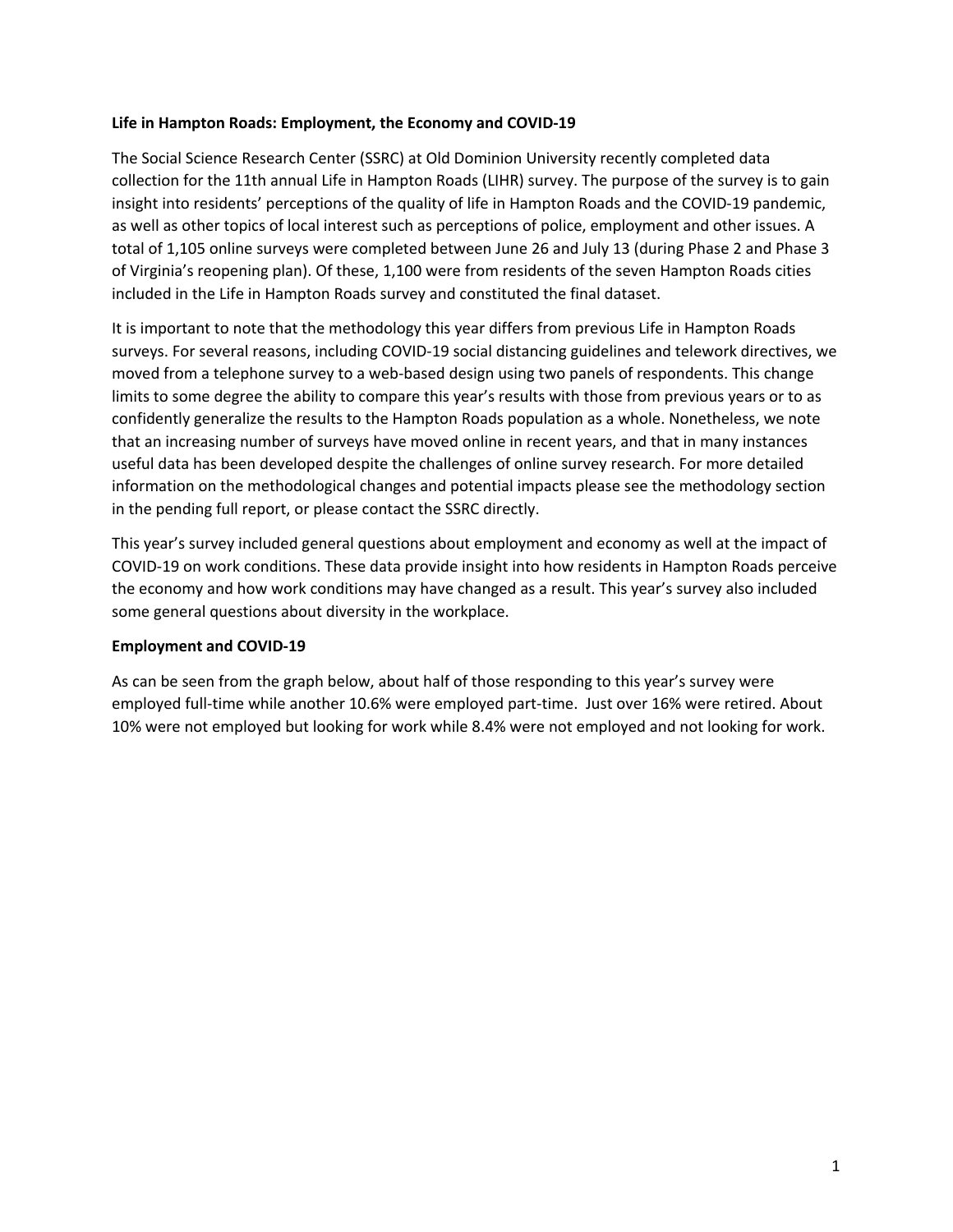**Life in Hampton Roads: Employment, the Economy and COVID-19**

The Social Science Research Center (SSRC) at Old Dominion University recently completed data collection for the 11th annual Life in Hampton Roads (LIHR) survey. The purpose of the survey is to gain insight into residents' perceptions of the quality of life in Hampton Roads and the COVID-19 pandemic, as well as other topics of local interest such as perceptions of police, employment and other issues. A total of 1,105 online surveys were completed between June 26 and July 13 (during Phase 2 and Phase 3 of Virginia's reopening plan). Of these, 1,100 were from residents of the seven Hampton Roads cities included in the Life in Hampton Roads survey and constituted the final dataset.

It is important to note that the methodology this year differs from previous Life in Hampton Roads surveys. For several reasons, including COVID-19 social distancing guidelines and telework directives, we moved from a telephone survey to a web-based design using two panels of respondents. This change limits to some degree the ability to compare this year's results with those from previous years or to as confidently generalize the results to the Hampton Roads population as a whole. Nonetheless, we note that an increasing number of surveys have moved online in recent years, and that in many instances useful data has been developed despite the challenges of online survey research. For more detailed information on the methodological changes and potential impacts please see the methodology section in the pending full report, or please contact the SSRC directly.

This year's survey included general questions about employment and economy as well at the impact of COVID-19 on work conditions. These data provide insight into how residents in Hampton Roads perceive the economy and how work conditions may have changed as a result. This year's survey also included some general questions about diversity in the workplace.

**Employment and COVID-19**

As can be seen from the graph below, about half of those responding to this year's survey were employed full-time while another 10.6% were employed part-time. Just over 16% were retired. About 10% were not employed but looking for work while 8.4% were not employed and not looking for work.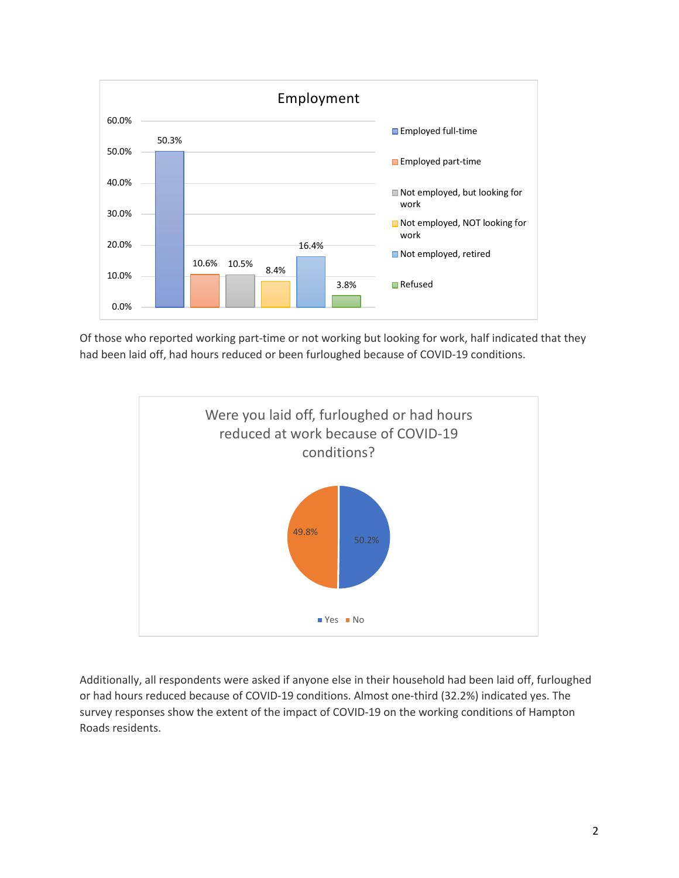**Employment**

| Category | Percentage |
| --- | --- |
| Employed full-time | 50.3% |
| Employed part-time | 10.6% |
| Not employed, but looking for work | 10.5% |
| Not employed, NOT looking for work | 8.4% |
| Not employed, retired | 16.4% |
| Refused | 3.8% |

Of those who reported working part-time or not working but looking for work, half indicated that they had been laid off, had hours reduced or been furloughed because of COVID-19 conditions.

**Were you laid off, furloughed or had hours reduced at work because of COVID-19 conditions?**

| Response | Percentage |
| --- | --- |
| Yes | 50.2% |
| No | 49.8% |

Additionally, all respondents were asked if anyone else in their household had been laid off, furloughed or had hours reduced because of COVID-19 conditions. Almost one-third (32.2%) indicated yes. The survey responses show the extent of the impact of COVID-19 on the working conditions of Hampton Roads residents.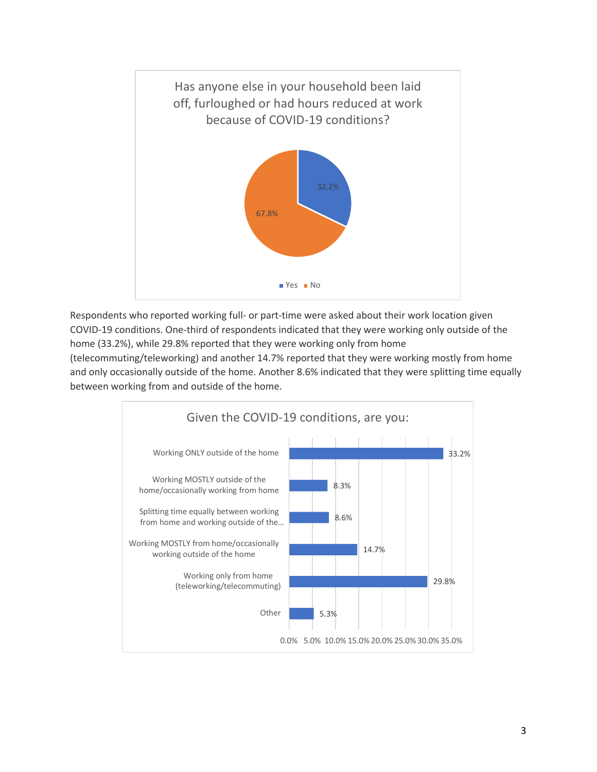**Has anyone else in your household been laid off, furloughed or had hours reduced at work because of COVID-19 conditions?**

| Response | Percent |
|---|---|
| Yes | 32.2% |
| No | 67.8% |

Respondents who reported working full- or part-time were asked about their work location given COVID-19 conditions. One-third of respondents indicated that they were working only outside of the home (33.2%), while 29.8% reported that they were working only from home (telecommuting/teleworking) and another 14.7% reported that they were working mostly from home and only occasionally outside of the home. Another 8.6% indicated that they were splitting time equally between working from and outside of the home.

**Given the COVID-19 conditions, are you:**

| Response | Percent |
|---|---|
| Working ONLY outside of the home | 33.2% |
| Working MOSTLY outside of the home/occasionally working from home | 8.3% |
| Splitting time equally between working from home and working outside of the... | 8.6% |
| Working MOSTLY from home/occasionally working outside of the home | 14.7% |
| Working only from home (teleworking/telecommuting) | 29.8% |
| Other | 5.3% |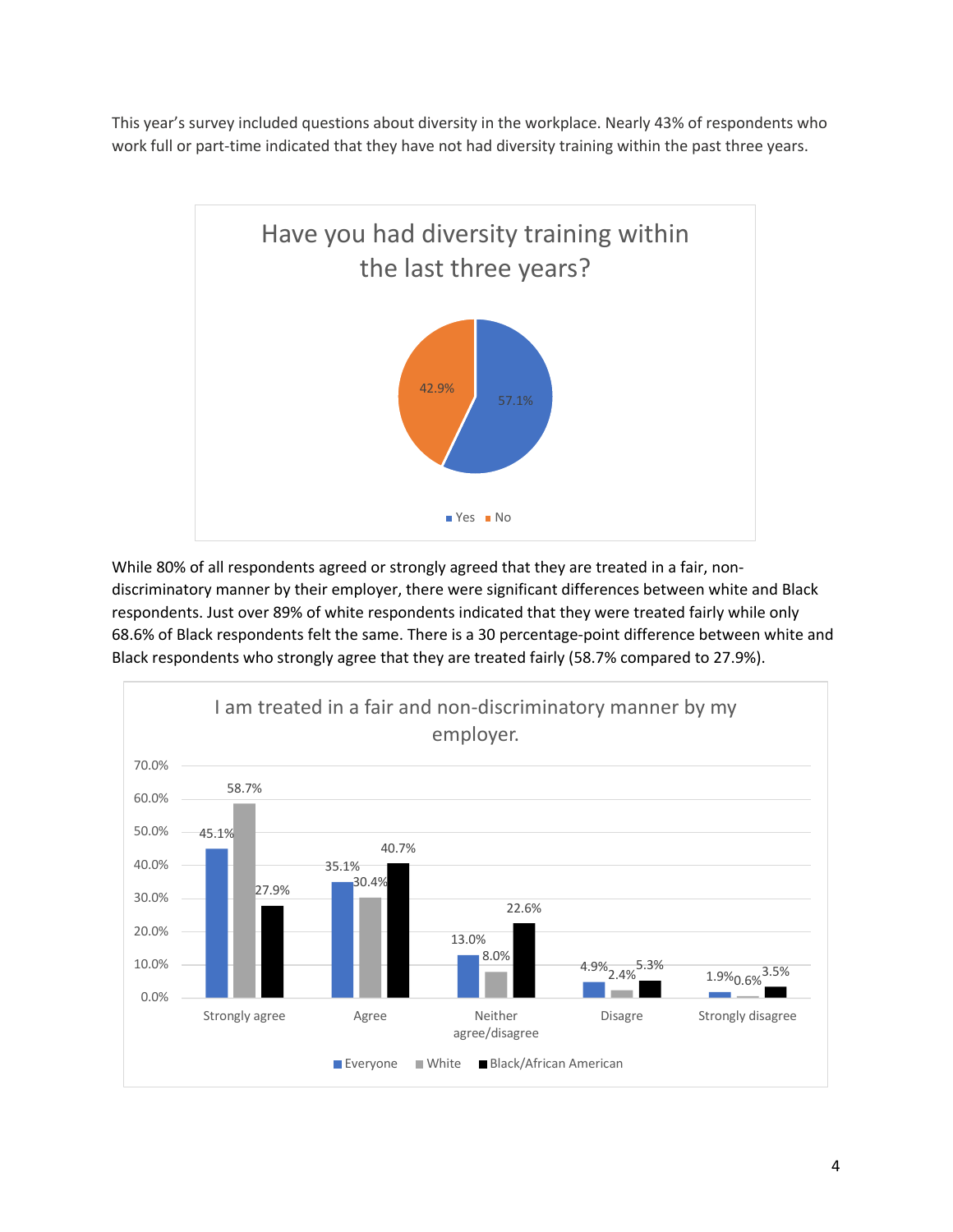This year's survey included questions about diversity in the workplace. Nearly 43% of respondents who work full or part-time indicated that they have not had diversity training within the past three years.

**Have you had diversity training within the last three years?**

| Response | Percent |
| --- | --- |
| Yes | 57.1% |
| No | 42.9% |

While 80% of all respondents agreed or strongly agreed that they are treated in a fair, non-discriminatory manner by their employer, there were significant differences between white and Black respondents. Just over 89% of white respondents indicated that they were treated fairly while only 68.6% of Black respondents felt the same. There is a 30 percentage-point difference between white and Black respondents who strongly agree that they are treated fairly (58.7% compared to 27.9%).

**I am treated in a fair and non-discriminatory manner by my employer.**

| | Everyone | White | Black/African American |
| --- | --- | --- | --- |
| Strongly agree | 45.1% | 58.7% | 27.9% |
| Agree | 35.1% | 30.4% | 40.7% |
| Neither agree/disagree | 13.0% | 8.0% | 22.6% |
| Disagree | 4.9% | 2.4% | 5.3% |
| Strongly disagree | 1.9% | 0.6% | 3.5% |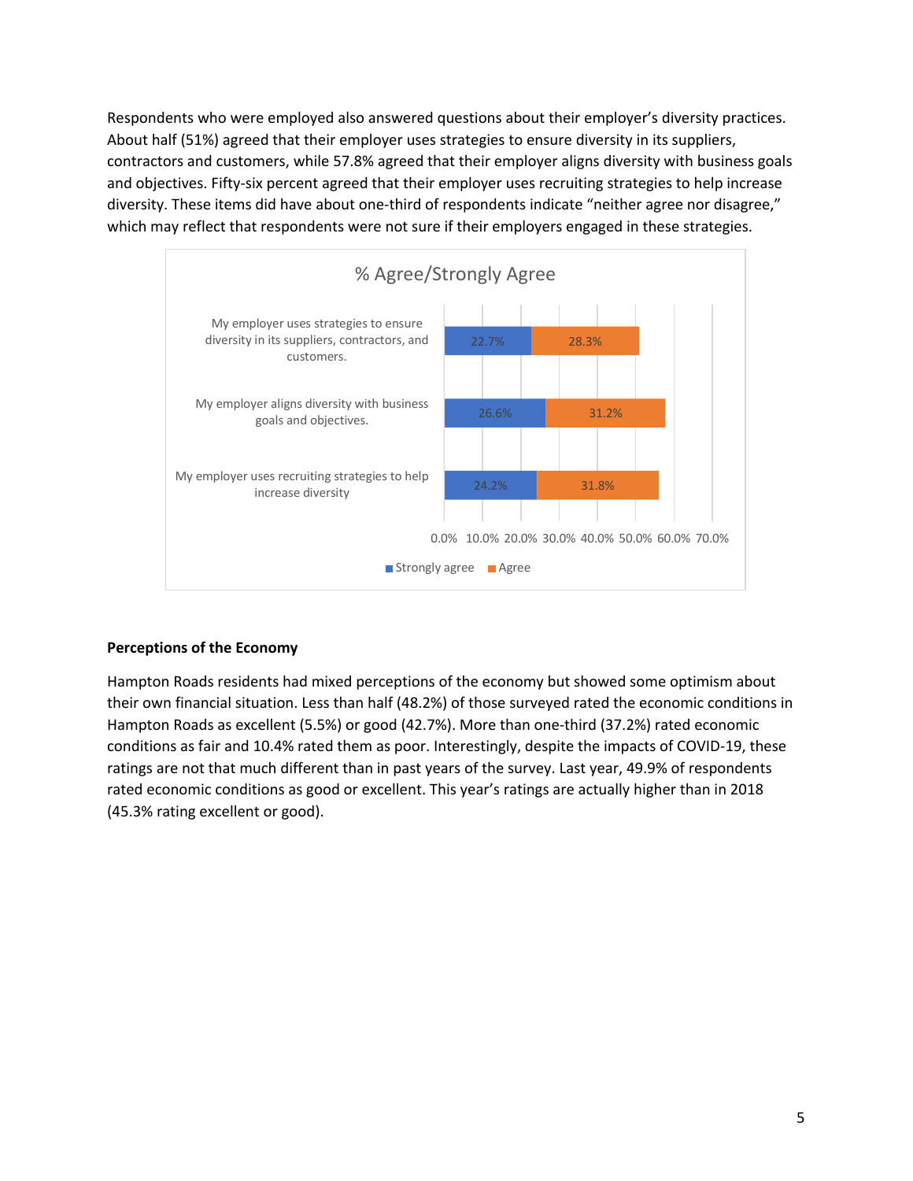Respondents who were employed also answered questions about their employer's diversity practices. About half (51%) agreed that their employer uses strategies to ensure diversity in its suppliers, contractors and customers, while 57.8% agreed that their employer aligns diversity with business goals and objectives. Fifty-six percent agreed that their employer uses recruiting strategies to help increase diversity. These items did have about one-third of respondents indicate "neither agree nor disagree," which may reflect that respondents were not sure if their employers engaged in these strategies.

% Agree/Strongly Agree

| | Strongly agree | Agree |
| --- | --- | --- |
| My employer uses strategies to ensure diversity in its suppliers, contractors, and customers. | 22.7% | 28.3% |
| My employer aligns diversity with business goals and objectives. | 26.6% | 31.2% |
| My employer uses recruiting strategies to help increase diversity | 24.2% | 31.8% |

## Perceptions of the Economy

Hampton Roads residents had mixed perceptions of the economy but showed some optimism about their own financial situation. Less than half (48.2%) of those surveyed rated the economic conditions in Hampton Roads as excellent (5.5%) or good (42.7%). More than one-third (37.2%) rated economic conditions as fair and 10.4% rated them as poor. Interestingly, despite the impacts of COVID-19, these ratings are not that much different than in past years of the survey. Last year, 49.9% of respondents rated economic conditions as good or excellent. This year's ratings are actually higher than in 2018 (45.3% rating excellent or good).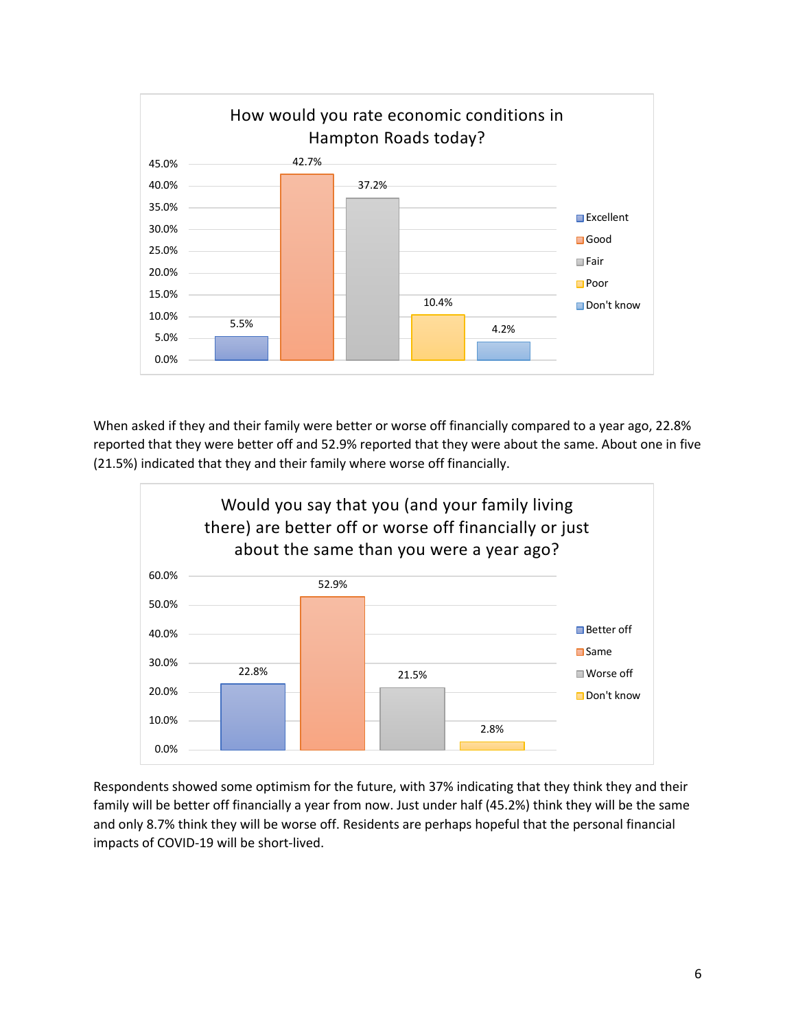**How would you rate economic conditions in Hampton Roads today?**

| Response | Percent |
| --- | --- |
| Excellent | 5.5% |
| Good | 42.7% |
| Fair | 37.2% |
| Poor | 10.4% |
| Don't know | 4.2% |

When asked if they and their family were better or worse off financially compared to a year ago, 22.8% reported that they were better off and 52.9% reported that they were about the same. About one in five (21.5%) indicated that they and their family where worse off financially.

**Would you say that you (and your family living there) are better off or worse off financially or just about the same than you were a year ago?**

| Response | Percent |
| --- | --- |
| Better off | 22.8% |
| Same | 52.9% |
| Worse off | 21.5% |
| Don't know | 2.8% |

Respondents showed some optimism for the future, with 37% indicating that they think they and their family will be better off financially a year from now. Just under half (45.2%) think they will be the same and only 8.7% think they will be worse off. Residents are perhaps hopeful that the personal financial impacts of COVID-19 will be short-lived.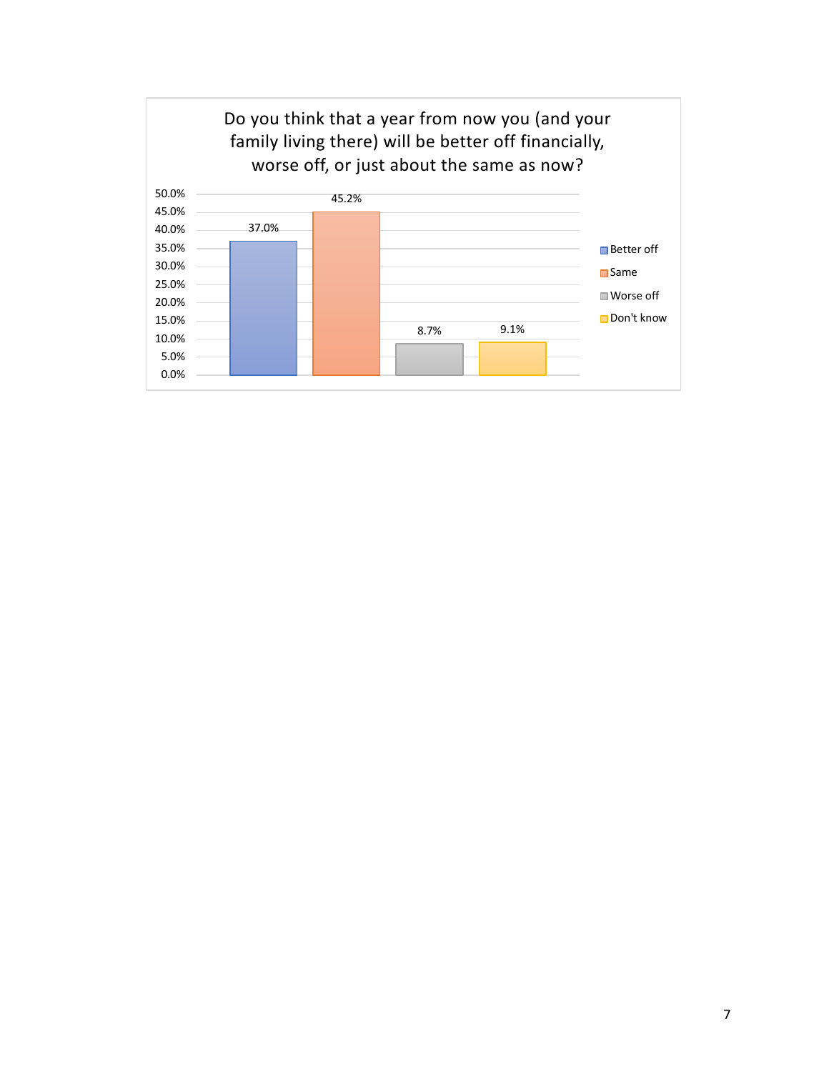Do you think that a year from now you (and your family living there) will be better off financially, worse off, or just about the same as now?

| Response | Percentage |
| --- | --- |
| Better off | 37.0% |
| Same | 45.2% |
| Worse off | 8.7% |
| Don't know | 9.1% |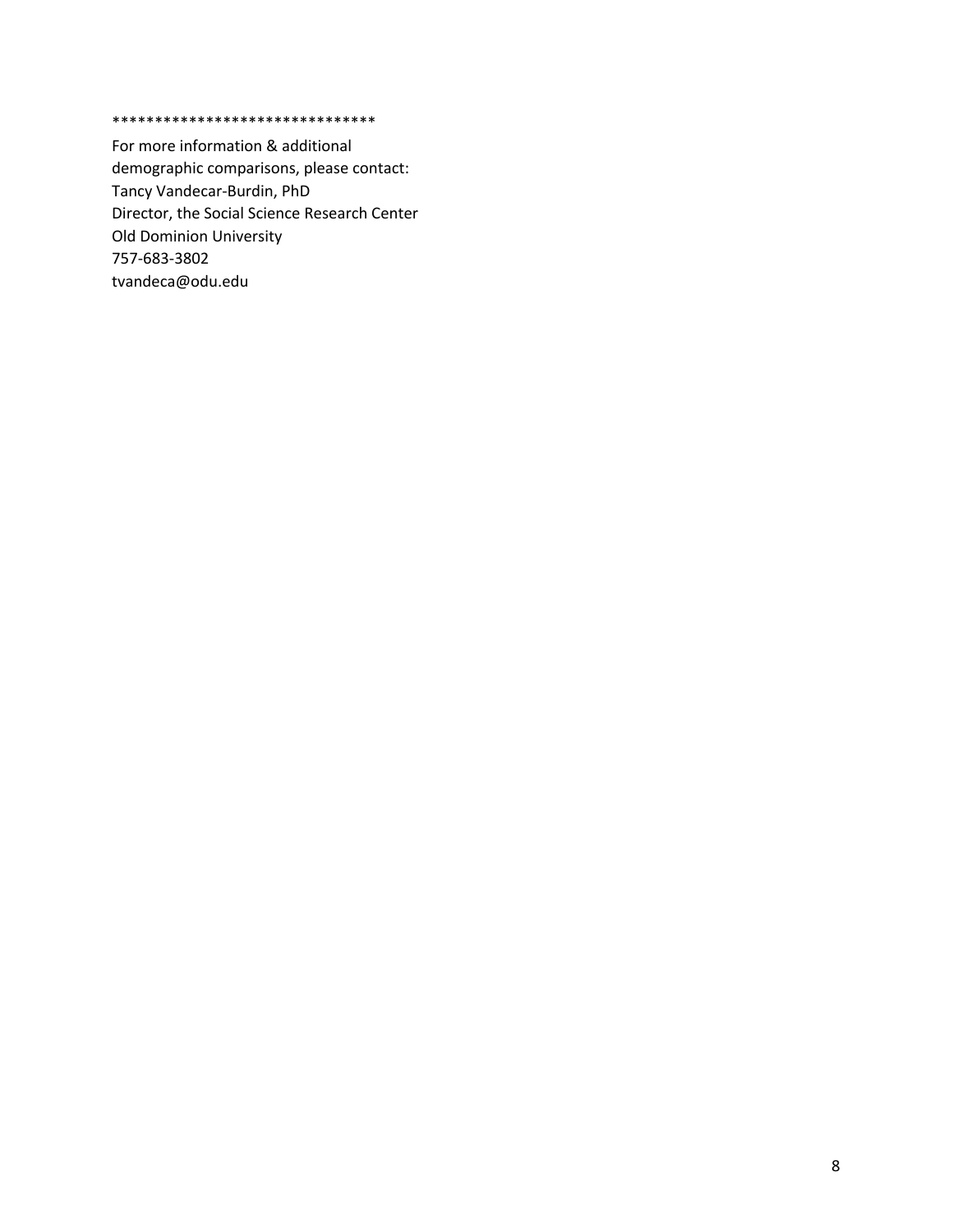*******************************

For more information & additional demographic comparisons, please contact:
Tancy Vandecar-Burdin, PhD
Director, the Social Science Research Center
Old Dominion University
757-683-3802
tvandeca@odu.edu